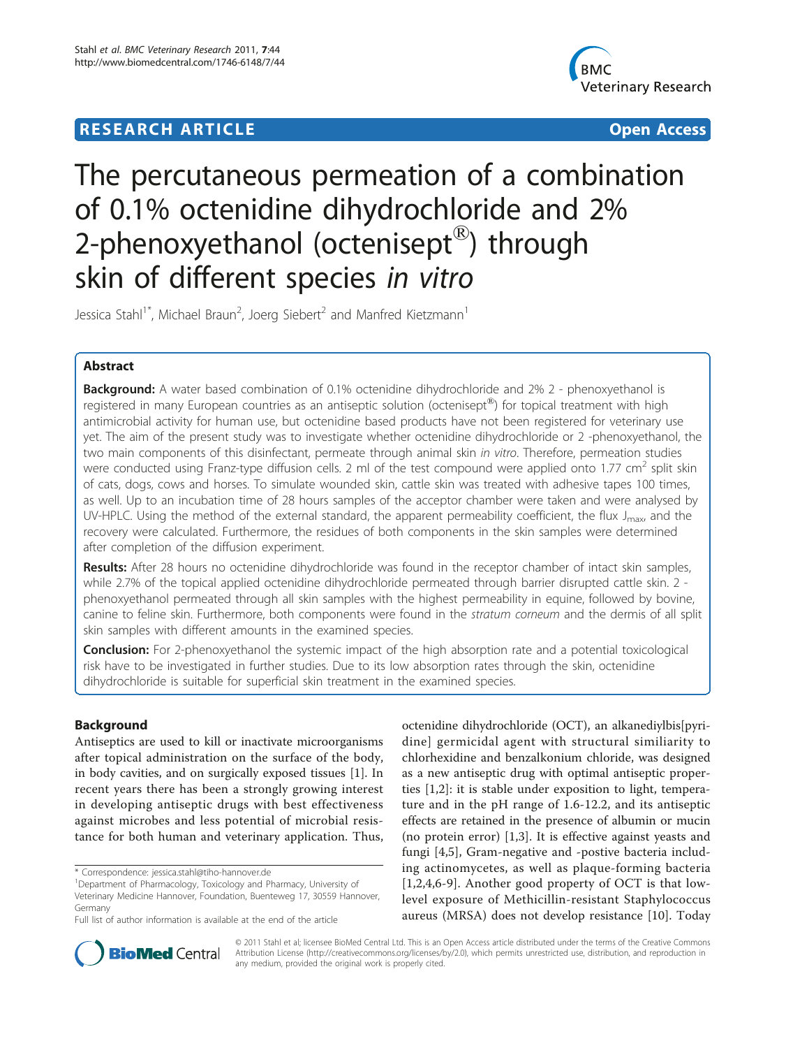**RESEARCH ARTICLE** **Open Access**

# The percutaneous permeation of a combination of 0.1% octenidine dihydrochloride and 2% 2-phenoxyethanol (octenisept®) through skin of different species *in vitro*

Jessica Stahl[1*], Michael Braun[2], Joerg Siebert[2] and Manfred Kietzmann[1]

## Abstract

**Background:** A water based combination of 0.1% octenidine dihydrochloride and 2% 2 - phenoxyethanol is registered in many European countries as an antiseptic solution (octenisept®) for topical treatment with high antimicrobial activity for human use, but octenidine based products have not been registered for veterinary use yet. The aim of the present study was to investigate whether octenidine dihydrochloride or 2 -phenoxyethanol, the two main components of this disinfectant, permeate through animal skin *in vitro*. Therefore, permeation studies were conducted using Franz-type diffusion cells. 2 ml of the test compound were applied onto 1.77 $cm^2$ split skin of cats, dogs, cows and horses. To simulate wounded skin, cattle skin was treated with adhesive tapes 100 times, as well. Up to an incubation time of 28 hours samples of the acceptor chamber were taken and were analysed by UV-HPLC. Using the method of the external standard, the apparent permeability coefficient, the flux $J_{max}$, and the recovery were calculated. Furthermore, the residues of both components in the skin samples were determined after completion of the diffusion experiment.

**Results:** After 28 hours no octenidine dihydrochloride was found in the receptor chamber of intact skin samples, while 2.7% of the topical applied octenidine dihydrochloride permeated through barrier disrupted cattle skin. 2 - phenoxyethanol permeated through all skin samples with the highest permeability in equine, followed by bovine, canine to feline skin. Furthermore, both components were found in the *stratum corneum* and the dermis of all split skin samples with different amounts in the examined species.

**Conclusion:** For 2-phenoxyethanol the systemic impact of the high absorption rate and a potential toxicological risk have to be investigated in further studies. Due to its low absorption rates through the skin, octenidine dihydrochloride is suitable for superficial skin treatment in the examined species.

## Background

Antiseptics are used to kill or inactivate microorganisms after topical administration on the surface of the body, in body cavities, and on surgically exposed tissues [1]. In recent years there has been a strongly growing interest in developing antiseptic drugs with best effectiveness against microbes and less potential of microbial resistance for both human and veterinary application. Thus, octenidine dihydrochloride (OCT), an alkanediylbis[pyridine] germicidal agent with structural similiarity to chlorhexidine and benzalkonium chloride, was designed as a new antiseptic drug with optimal antiseptic properties [1,2]: it is stable under exposition to light, temperature and in the pH range of 1.6-12.2, and its antiseptic effects are retained in the presence of albumin or mucin (no protein error) [1,3]. It is effective against yeasts and fungi [4,5], Gram-negative and -postive bacteria including actinomycetes, as well as plaque-forming bacteria [1,2,4,6-9]. Another good property of OCT is that low-level exposure of Methicillin-resistant Staphylococcus aureus (MRSA) does not develop resistance [10]. Today

\* Correspondence: jessica.stahl@tiho-hannover.de
[1]Department of Pharmacology, Toxicology and Pharmacy, University of Veterinary Medicine Hannover, Foundation, Buenteweg 17, 30559 Hannover, Germany
Full list of author information is available at the end of the article

© 2011 Stahl et al; licensee BioMed Central Ltd. This is an Open Access article distributed under the terms of the Creative Commons Attribution License (http://creativecommons.org/licenses/by/2.0), which permits unrestricted use, distribution, and reproduction in any medium, provided the original work is properly cited.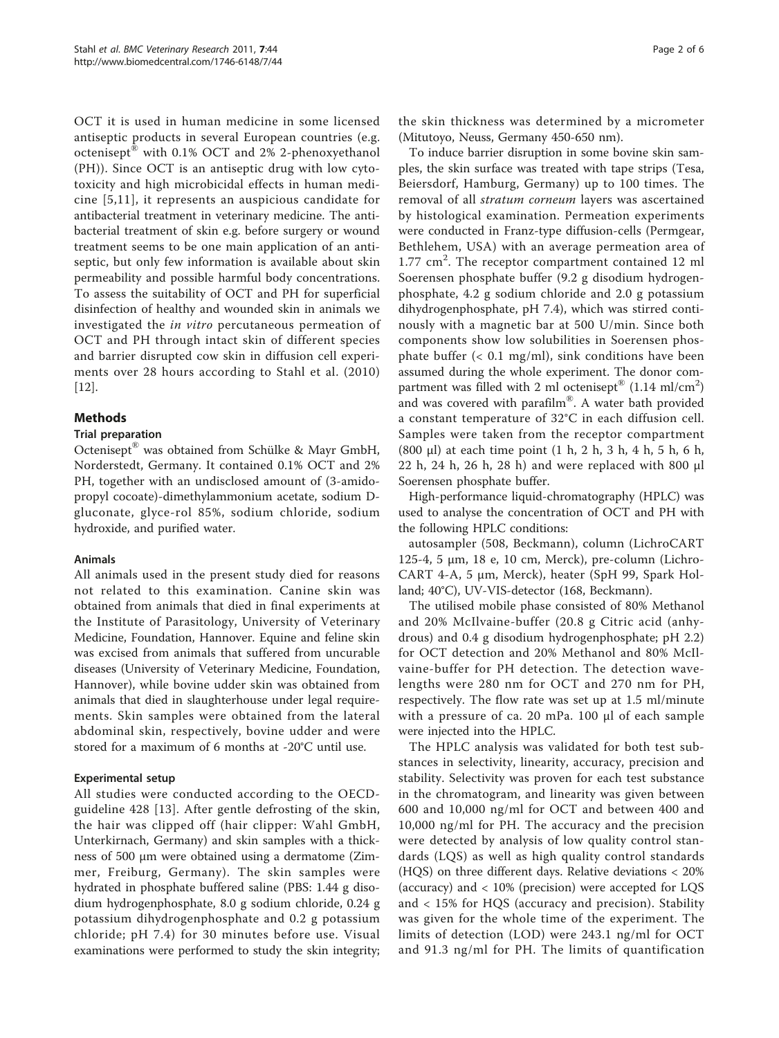OCT it is used in human medicine in some licensed antiseptic products in several European countries (e.g. octenisept® with 0.1% OCT and 2% 2-phenoxyethanol (PH)). Since OCT is an antiseptic drug with low cytotoxicity and high microbicidal effects in human medicine [5,11], it represents an auspicious candidate for antibacterial treatment in veterinary medicine. The antibacterial treatment of skin e.g. before surgery or wound treatment seems to be one main application of an antiseptic, but only few information is available about skin permeability and possible harmful body concentrations. To assess the suitability of OCT and PH for superficial disinfection of healthy and wounded skin in animals we investigated the *in vitro* percutaneous permeation of OCT and PH through intact skin of different species and barrier disrupted cow skin in diffusion cell experiments over 28 hours according to Stahl et al. (2010) [12].

## Methods

### Trial preparation

Octenisept® was obtained from Schülke & Mayr GmbH, Norderstedt, Germany. It contained 0.1% OCT and 2% PH, together with an undisclosed amount of (3-amidopropyl cocoate)-dimethylammonium acetate, sodium D-gluconate, glyce-rol 85%, sodium chloride, sodium hydroxide, and purified water.

### Animals

All animals used in the present study died for reasons not related to this examination. Canine skin was obtained from animals that died in final experiments at the Institute of Parasitology, University of Veterinary Medicine, Foundation, Hannover. Equine and feline skin was excised from animals that suffered from uncurable diseases (University of Veterinary Medicine, Foundation, Hannover), while bovine udder skin was obtained from animals that died in slaughterhouse under legal requirements. Skin samples were obtained from the lateral abdominal skin, respectively, bovine udder and were stored for a maximum of 6 months at -20°C until use.

### Experimental setup

All studies were conducted according to the OECD-guideline 428 [13]. After gentle defrosting of the skin, the hair was clipped off (hair clipper: Wahl GmbH, Unterkirnach, Germany) and skin samples with a thickness of 500 µm were obtained using a dermatome (Zimmer, Freiburg, Germany). The skin samples were hydrated in phosphate buffered saline (PBS: 1.44 g disodium hydrogenphosphate, 8.0 g sodium chloride, 0.24 g potassium dihydrogenphosphate and 0.2 g potassium chloride; pH 7.4) for 30 minutes before use. Visual examinations were performed to study the skin integrity; the skin thickness was determined by a micrometer (Mitutoyo, Neuss, Germany 450-650 nm).

To induce barrier disruption in some bovine skin samples, the skin surface was treated with tape strips (Tesa, Beiersdorf, Hamburg, Germany) up to 100 times. The removal of all *stratum corneum* layers was ascertained by histological examination. Permeation experiments were conducted in Franz-type diffusion-cells (Permgear, Bethlehem, USA) with an average permeation area of 1.77 $cm^2$. The receptor compartment contained 12 ml Soerensen phosphate buffer (9.2 g disodium hydrogenphosphate, 4.2 g sodium chloride and 2.0 g potassium dihydrogenphosphate, pH 7.4), which was stirred continously with a magnetic bar at 500 U/min. Since both components show low solubilities in Soerensen phosphate buffer (< 0.1 mg/ml), sink conditions have been assumed during the whole experiment. The donor compartment was filled with 2 ml octenisept® (1.14 ml/$cm^2$) and was covered with parafilm®. A water bath provided a constant temperature of 32°C in each diffusion cell. Samples were taken from the receptor compartment (800 µl) at each time point (1 h, 2 h, 3 h, 4 h, 5 h, 6 h, 22 h, 24 h, 26 h, 28 h) and were replaced with 800 µl Soerensen phosphate buffer.

High-performance liquid-chromatography (HPLC) was used to analyse the concentration of OCT and PH with the following HPLC conditions:

autosampler (508, Beckmann), column (LichroCART 125-4, 5 µm, 18 e, 10 cm, Merck), pre-column (LichroCART 4-A, 5 µm, Merck), heater (SpH 99, Spark Holland; 40°C), UV-VIS-detector (168, Beckmann).

The utilised mobile phase consisted of 80% Methanol and 20% McIlvaine-buffer (20.8 g Citric acid (anhydrous) and 0.4 g disodium hydrogenphosphate; pH 2.2) for OCT detection and 20% Methanol and 80% McIlvaine-buffer for PH detection. The detection wavelengths were 280 nm for OCT and 270 nm for PH, respectively. The flow rate was set up at 1.5 ml/minute with a pressure of ca. 20 mPa. 100 µl of each sample were injected into the HPLC.

The HPLC analysis was validated for both test substances in selectivity, linearity, accuracy, precision and stability. Selectivity was proven for each test substance in the chromatogram, and linearity was given between 600 and 10,000 ng/ml for OCT and between 400 and 10,000 ng/ml for PH. The accuracy and the precision were detected by analysis of low quality control standards (LQS) as well as high quality control standards (HQS) on three different days. Relative deviations < 20% (accuracy) and < 10% (precision) were accepted for LQS and < 15% for HQS (accuracy and precision). Stability was given for the whole time of the experiment. The limits of detection (LOD) were 243.1 ng/ml for OCT and 91.3 ng/ml for PH. The limits of quantification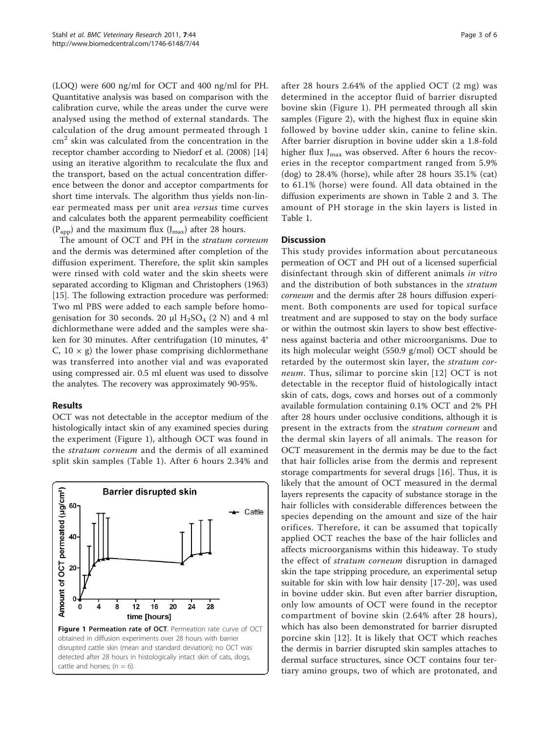(LOQ) were 600 ng/ml for OCT and 400 ng/ml for PH. Quantitative analysis was based on comparison with the calibration curve, while the areas under the curve were analysed using the method of external standards. The calculation of the drug amount permeated through 1 $cm^2$ skin was calculated from the concentration in the receptor chamber according to Niedorf et al. (2008) [14] using an iterative algorithm to recalculate the flux and the transport, based on the actual concentration difference between the donor and acceptor compartments for short time intervals. The algorithm thus yields non-linear permeated mass per unit area *versus* time curves and calculates both the apparent permeability coefficient ($P_{app}$) and the maximum flux ($J_{max}$) after 28 hours.

The amount of OCT and PH in the *stratum corneum* and the dermis was determined after completion of the diffusion experiment. Therefore, the split skin samples were rinsed with cold water and the skin sheets were separated according to Kligman and Christophers (1963) [15]. The following extraction procedure was performed: Two ml PBS were added to each sample before homogenisation for 30 seconds. 20 µl $H_2SO_4$ (2 N) and 4 ml dichlormethane were added and the samples were shaken for 30 minutes. After centrifugation (10 minutes, 4° C, 10 × g) the lower phase comprising dichlormethane was transferred into another vial and was evaporated using compressed air. 0.5 ml eluent was used to dissolve the analytes. The recovery was approximately 90-95%.

## Results

OCT was not detectable in the acceptor medium of the histologically intact skin of any examined species during the experiment (Figure 1), although OCT was found in the *stratum corneum* and the dermis of all examined split skin samples (Table 1). After 6 hours 2.34% and after 28 hours 2.64% of the applied OCT (2 mg) was determined in the acceptor fluid of barrier disrupted bovine skin (Figure 1). PH permeated through all skin samples (Figure 2), with the highest flux in equine skin followed by bovine udder skin, canine to feline skin. After barrier disruption in bovine udder skin a 1.8-fold higher flux $J_{max}$ was observed. After 6 hours the recoveries in the receptor compartment ranged from 5.9% (dog) to 28.4% (horse), while after 28 hours 35.1% (cat) to 61.1% (horse) were found. All data obtained in the diffusion experiments are shown in Table 2 and 3. The amount of PH storage in the skin layers is listed in Table 1.

**Figure 1 Permeation rate of OCT**. Permeation rate curve of OCT obtained in diffusion experiments over 28 hours with barrier disrupted cattle skin (mean and standard deviation); no OCT was detected after 28 hours in histologically intact skin of cats, dogs, cattle and horses; (n = 6).

## Discussion

This study provides information about percutaneous permeation of OCT and PH out of a licensed superficial disinfectant through skin of different animals *in vitro* and the distribution of both substances in the *stratum corneum* and the dermis after 28 hours diffusion experiment. Both components are used for topical surface treatment and are supposed to stay on the body surface or within the outmost skin layers to show best effectiveness against bacteria and other microorganisms. Due to its high molecular weight (550.9 g/mol) OCT should be retarded by the outermost skin layer, the *stratum corneum*. Thus, silimar to porcine skin [12] OCT is not detectable in the receptor fluid of histologically intact skin of cats, dogs, cows and horses out of a commonly available formulation containing 0.1% OCT and 2% PH after 28 hours under occlusive conditions, although it is present in the extracts from the *stratum corneum* and the dermal skin layers of all animals. The reason for OCT measurement in the dermis may be due to the fact that hair follicles arise from the dermis and represent storage compartments for several drugs [16]. Thus, it is likely that the amount of OCT measured in the dermal layers represents the capacity of substance storage in the hair follicles with considerable differences between the species depending on the amount and size of the hair orifices. Therefore, it can be assumed that topically applied OCT reaches the base of the hair follicles and affects microorganisms within this hideaway. To study the effect of *stratum corneum* disruption in damaged skin the tape stripping procedure, an experimental setup suitable for skin with low hair density [17-20], was used in bovine udder skin. But even after barrier disruption, only low amounts of OCT were found in the receptor compartment of bovine skin (2.64% after 28 hours), which has also been demonstrated for barrier disrupted porcine skin [12]. It is likely that OCT which reaches the dermis in barrier disrupted skin samples attaches to dermal surface structures, since OCT contains four tertiary amino groups, two of which are protonated, and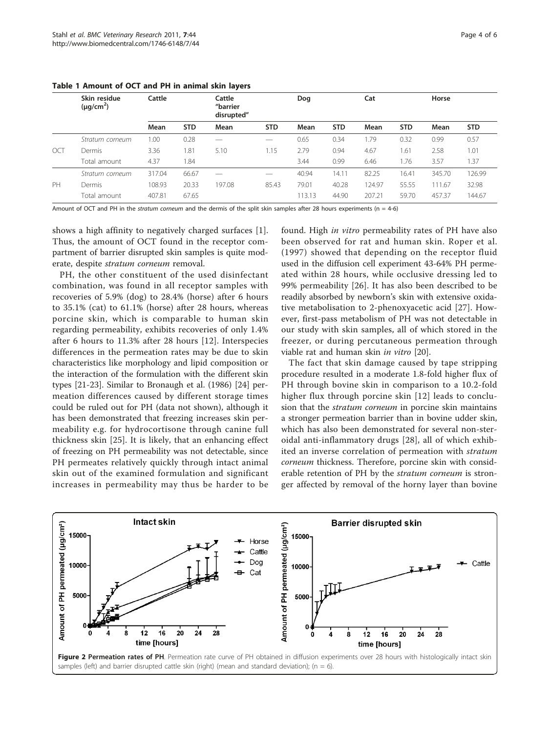**Table 1 Amount of OCT and PH in animal skin layers**

| | Skin residue (μg/cm$^2$) | Cattle | | Cattle "barrier disrupted" | | Dog | | Cat | | Horse | |
|---|---|---|---|---|---|---|---|---|---|---|---|
| | | Mean | STD | Mean | STD | Mean | STD | Mean | STD | Mean | STD |
| OCT | *Stratum corneum* | 1.00 | 0.28 | — | — | 0.65 | 0.34 | 1.79 | 0.32 | 0.99 | 0.57 |
| | Dermis | 3.36 | 1.81 | 5.10 | 1.15 | 2.79 | 0.94 | 4.67 | 1.61 | 2.58 | 1.01 |
| | Total amount | 4.37 | 1.84 | | | 3.44 | 0.99 | 6.46 | 1.76 | 3.57 | 1.37 |
| PH | *Stratum corneum* | 317.04 | 66.67 | — | — | 40.94 | 14.11 | 82.25 | 16.41 | 345.70 | 126.99 |
| | Dermis | 108.93 | 20.33 | 197.08 | 85.43 | 79.01 | 40.28 | 124.97 | 55.55 | 111.67 | 32.98 |
| | Total amount | 407.81 | 67.65 | | | 113.13 | 44.90 | 207.21 | 59.70 | 457.37 | 144.67 |

Amount of OCT and PH in the *stratum corneum* and the dermis of the split skin samples after 28 hours experiments (n = 4-6)

shows a high affinity to negatively charged surfaces [1]. Thus, the amount of OCT found in the receptor compartment of barrier disrupted skin samples is quite moderate, despite *stratum corneum* removal.

PH, the other constituent of the used disinfectant combination, was found in all receptor samples with recoveries of 5.9% (dog) to 28.4% (horse) after 6 hours to 35.1% (cat) to 61.1% (horse) after 28 hours, whereas porcine skin, which is comparable to human skin regarding permeability, exhibits recoveries of only 1.4% after 6 hours to 11.3% after 28 hours [12]. Interspecies differences in the permeation rates may be due to skin characteristics like morphology and lipid composition or the interaction of the formulation with the different skin types [21-23]. Similar to Bronaugh et al. (1986) [24] permeation differences caused by different storage times could be ruled out for PH (data not shown), although it has been demonstrated that freezing increases skin permeability e.g. for hydrocortisone through canine full thickness skin [25]. It is likely, that an enhancing effect of freezing on PH permeability was not detectable, since PH permeates relatively quickly through intact animal skin out of the examined formulation and significant increases in permeability may thus be harder to be found. High *in vitro* permeability rates of PH have also been observed for rat and human skin. Roper et al. (1997) showed that depending on the receptor fluid used in the diffusion cell experiment 43-64% PH permeated within 28 hours, while occlusive dressing led to 99% permeability [26]. It has also been described to be readily absorbed by newborn's skin with extensive oxidative metabolisation to 2-phenoxyacetic acid [27]. However, first-pass metabolism of PH was not detectable in our study with skin samples, all of which stored in the freezer, or during percutaneous permeation through viable rat and human skin *in vitro* [20].

The fact that skin damage caused by tape stripping procedure resulted in a moderate 1.8-fold higher flux of PH through bovine skin in comparison to a 10.2-fold higher flux through porcine skin [12] leads to conclusion that the *stratum corneum* in porcine skin maintains a stronger permeation barrier than in bovine udder skin, which has also been demonstrated for several non-steroidal anti-inflammatory drugs [28], all of which exhibited an inverse correlation of permeation with *stratum corneum* thickness. Therefore, porcine skin with considerable retention of PH by the *stratum corneum* is stronger affected by removal of the horny layer than bovine

**Figure 2 Permeation rates of PH**. Permeation rate curve of PH obtained in diffusion experiments over 28 hours with histologically intact skin samples (left) and barrier disrupted cattle skin (right) (mean and standard deviation); (n = 6).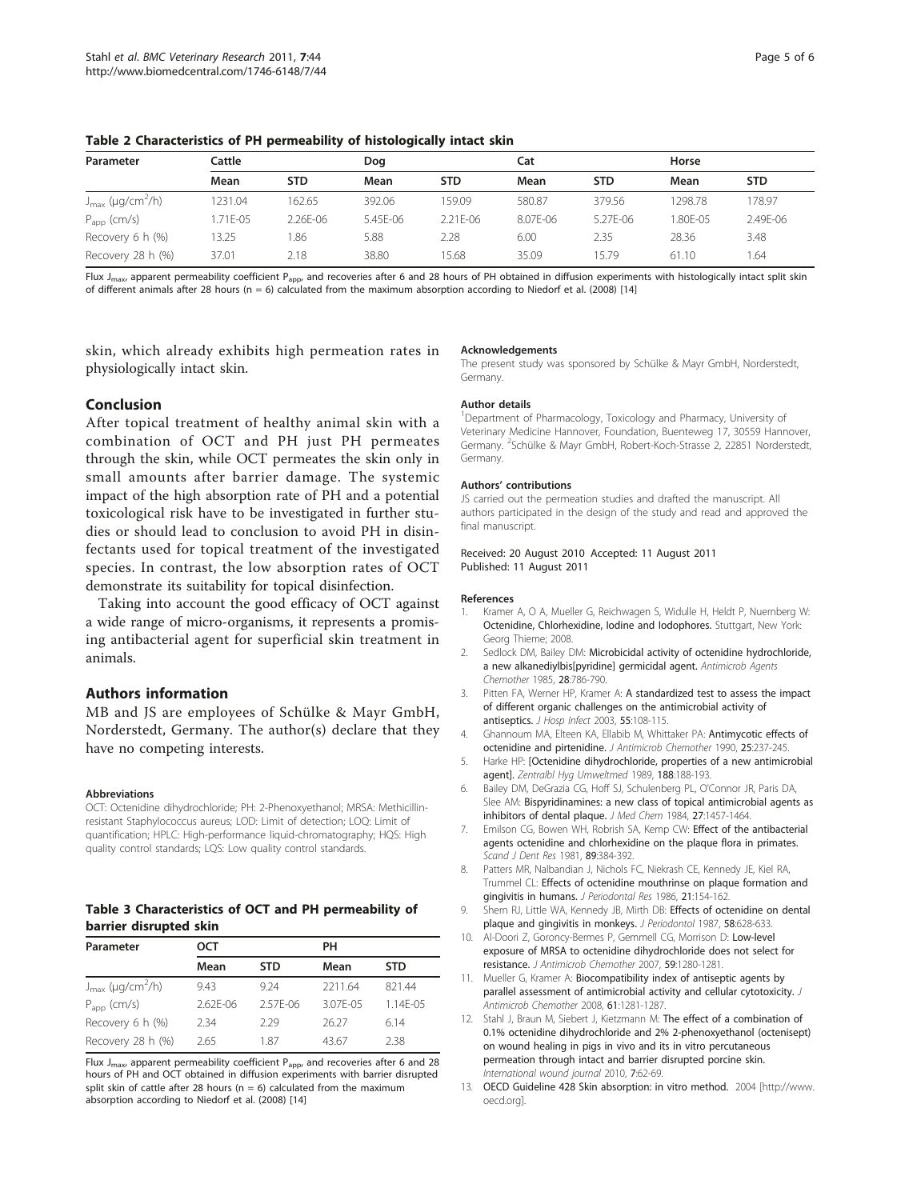**Table 2 Characteristics of PH permeability of histologically intact skin**

| Parameter | Cattle | | Dog | | Cat | | Horse | |
|---|---|---|---|---|---|---|---|---|
| | Mean | STD | Mean | STD | Mean | STD | Mean | STD |
| $J_{max}$ (µg/cm$^2$/h) | 1231.04 | 162.65 | 392.06 | 159.09 | 580.87 | 379.56 | 1298.78 | 178.97 |
| $P_{app}$ (cm/s) | 1.71E-05 | 2.26E-06 | 5.45E-06 | 2.21E-06 | 8.07E-06 | 5.27E-06 | 1.80E-05 | 2.49E-06 |
| Recovery 6 h (%) | 13.25 | 1.86 | 5.88 | 2.28 | 6.00 | 2.35 | 28.36 | 3.48 |
| Recovery 28 h (%) | 37.01 | 2.18 | 38.80 | 15.68 | 35.09 | 15.79 | 61.10 | 1.64 |

Flux $J_{max}$, apparent permeability coefficient $P_{app}$, and recoveries after 6 and 28 hours of PH obtained in diffusion experiments with histologically intact split skin of different animals after 28 hours (n = 6) calculated from the maximum absorption according to Niedorf et al. (2008) [14]

skin, which already exhibits high permeation rates in physiologically intact skin.

## Conclusion

After topical treatment of healthy animal skin with a combination of OCT and PH just PH permeates through the skin, while OCT permeates the skin only in small amounts after barrier damage. The systemic impact of the high absorption rate of PH and a potential toxicological risk have to be investigated in further studies or should lead to conclusion to avoid PH in disinfectants used for topical treatment of the investigated species. In contrast, the low absorption rates of OCT demonstrate its suitability for topical disinfection.

Taking into account the good efficacy of OCT against a wide range of micro-organisms, it represents a promising antibacterial agent for superficial skin treatment in animals.

## Authors information

MB and JS are employees of Schülke & Mayr GmbH, Norderstedt, Germany. The author(s) declare that they have no competing interests.

#### Abbreviations

OCT: Octenidine dihydrochloride; PH: 2-Phenoxyethanol; MRSA: Methicillin-resistant Staphylococcus aureus; LOD: Limit of detection; LOQ: Limit of quantification; HPLC: High-performance liquid-chromatography; HQS: High quality control standards; LQS: Low quality control standards.

**Table 3 Characteristics of OCT and PH permeability of barrier disrupted skin**

| Parameter | OCT | | PH | |
|---|---|---|---|---|
| | Mean | STD | Mean | STD |
| $J_{max}$ (µg/cm$^2$/h) | 9.43 | 9.24 | 2211.64 | 821.44 |
| $P_{app}$ (cm/s) | 2.62E-06 | 2.57E-06 | 3.07E-05 | 1.14E-05 |
| Recovery 6 h (%) | 2.34 | 2.29 | 26.27 | 6.14 |
| Recovery 28 h (%) | 2.65 | 1.87 | 43.67 | 2.38 |

Flux $J_{max}$, apparent permeability coefficient $P_{app}$, and recoveries after 6 and 28 hours of PH and OCT obtained in diffusion experiments with barrier disrupted split skin of cattle after 28 hours (n = 6) calculated from the maximum absorption according to Niedorf et al. (2008) [14]

#### Acknowledgements

The present study was sponsored by Schülke & Mayr GmbH, Norderstedt, Germany.

#### Author details

[1]Department of Pharmacology, Toxicology and Pharmacy, University of Veterinary Medicine Hannover, Foundation, Buenteweg 17, 30559 Hannover, Germany. [2]Schülke & Mayr GmbH, Robert-Koch-Strasse 2, 22851 Norderstedt, Germany.

#### Authors' contributions

JS carried out the permeation studies and drafted the manuscript. All authors participated in the design of the study and read and approved the final manuscript.

Received: 20 August 2010 Accepted: 11 August 2011
Published: 11 August 2011

#### References

1. Kramer A, O A, Mueller G, Reichwagen S, Widulle H, Heldt P, Nuernberg W: **Octenidine, Chlorhexidine, Iodine and Iodophores.** Stuttgart, New York: Georg Thieme; 2008.
2. Sedlock DM, Bailey DM: **Microbicidal activity of octenidine hydrochloride, a new alkanediylbis[pyridine] germicidal agent.** *Antimicrob Agents Chemother* 1985, **28**:786-790.
3. Pitten FA, Werner HP, Kramer A: **A standardized test to assess the impact of different organic challenges on the antimicrobial activity of antiseptics.** *J Hosp Infect* 2003, **55**:108-115.
4. Ghannoum MA, Elteen KA, Ellabib M, Whittaker PA: **Antimycotic effects of octenidine and pirtenidine.** *J Antimicrob Chemother* 1990, **25**:237-245.
5. Harke HP: **[Octenidine dihydrochloride, properties of a new antimicrobial agent].** *Zentralbl Hyg Umweltmed* 1989, **188**:188-193.
6. Bailey DM, DeGrazia CG, Hoff SJ, Schulenberg PL, O'Connor JR, Paris DA, Slee AM: **Bispyridinamines: a new class of topical antimicrobial agents as inhibitors of dental plaque.** *J Med Chem* 1984, **27**:1457-1464.
7. Emilson CG, Bowen WH, Robrish SA, Kemp CW: **Effect of the antibacterial agents octenidine and chlorhexidine on the plaque flora in primates.** *Scand J Dent Res* 1981, **89**:384-392.
8. Patters MR, Nalbandian J, Nichols FC, Niekrash CE, Kennedy JE, Kiel RA, Trummel CL: **Effects of octenidine mouthrinse on plaque formation and gingivitis in humans.** *J Periodontal Res* 1986, **21**:154-162.
9. Shern RJ, Little WA, Kennedy JB, Mirth DB: **Effects of octenidine on dental plaque and gingivitis in monkeys.** *J Periodontol* 1987, **58**:628-633.
10. Al-Doori Z, Goroncy-Bermes P, Gemmell CG, Morrison D: **Low-level exposure of MRSA to octenidine dihydrochloride does not select for resistance.** *J Antimicrob Chemother* 2007, **59**:1280-1281.
11. Mueller G, Kramer A: **Biocompatibility index of antiseptic agents by parallel assessment of antimicrobial activity and cellular cytotoxicity.** *J Antimicrob Chemother* 2008, **61**:1281-1287.
12. Stahl J, Braun M, Siebert J, Kietzmann M: **The effect of a combination of 0.1% octenidine dihydrochloride and 2% 2-phenoxyethanol (octenisept) on wound healing in pigs in vivo and its in vitro percutaneous permeation through intact and barrier disrupted porcine skin.** *International wound journal* 2010, **7**:62-69.
13. **OECD Guideline 428 Skin absorption: in vitro method.** 2004 [http://www.oecd.org].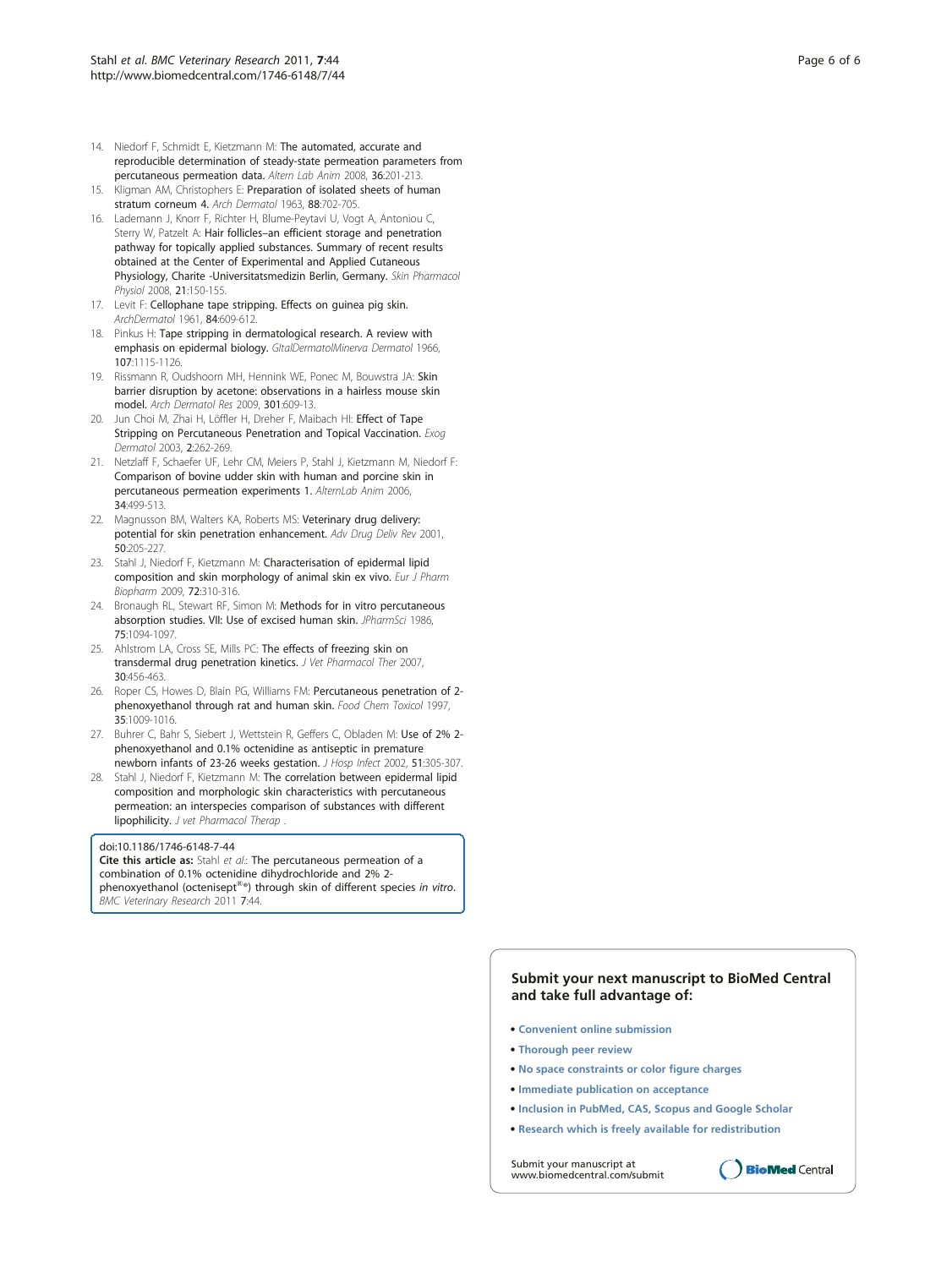14. Niedorf F, Schmidt E, Kietzmann M: **The automated, accurate and reproducible determination of steady-state permeation parameters from percutaneous permeation data.** *Altern Lab Anim* 2008, **36**:201-213.
15. Kligman AM, Christophers E: **Preparation of isolated sheets of human stratum corneum 4.** *Arch Dermatol* 1963, **88**:702-705.
16. Lademann J, Knorr F, Richter H, Blume-Peytavi U, Vogt A, Antoniou C, Sterry W, Patzelt A: **Hair follicles–an efficient storage and penetration pathway for topically applied substances. Summary of recent results obtained at the Center of Experimental and Applied Cutaneous Physiology, Charite -Universitatsmedizin Berlin, Germany.** *Skin Pharmacol Physiol* 2008, **21**:150-155.
17. Levit F: **Cellophane tape stripping. Effects on guinea pig skin.** *ArchDermatol* 1961, **84**:609-612.
18. Pinkus H: **Tape stripping in dermatological research. A review with emphasis on epidermal biology.** *GItalDermatolMinerva Dermatol* 1966, **107**:1115-1126.
19. Rissmann R, Oudshoorn MH, Hennink WE, Ponec M, Bouwstra JA: **Skin barrier disruption by acetone: observations in a hairless mouse skin model.** *Arch Dermatol Res* 2009, **301**:609-13.
20. Jun Choi M, Zhai H, Löffler H, Dreher F, Maibach HI: **Effect of Tape Stripping on Percutaneous Penetration and Topical Vaccination.** *Exog Dermatol* 2003, **2**:262-269.
21. Netzlaff F, Schaefer UF, Lehr CM, Meiers P, Stahl J, Kietzmann M, Niedorf F: **Comparison of bovine udder skin with human and porcine skin in percutaneous permeation experiments 1.** *AlternLab Anim* 2006, **34**:499-513.
22. Magnusson BM, Walters KA, Roberts MS: **Veterinary drug delivery: potential for skin penetration enhancement.** *Adv Drug Deliv Rev* 2001, **50**:205-227.
23. Stahl J, Niedorf F, Kietzmann M: **Characterisation of epidermal lipid composition and skin morphology of animal skin ex vivo.** *Eur J Pharm Biopharm* 2009, **72**:310-316.
24. Bronaugh RL, Stewart RF, Simon M: **Methods for in vitro percutaneous absorption studies. VII: Use of excised human skin.** *JPharmSci* 1986, **75**:1094-1097.
25. Ahlstrom LA, Cross SE, Mills PC: **The effects of freezing skin on transdermal drug penetration kinetics.** *J Vet Pharmacol Ther* 2007, **30**:456-463.
26. Roper CS, Howes D, Blain PG, Williams FM: **Percutaneous penetration of 2-phenoxyethanol through rat and human skin.** *Food Chem Toxicol* 1997, **35**:1009-1016.
27. Buhrer C, Bahr S, Siebert J, Wettstein R, Geffers C, Obladen M: **Use of 2% 2-phenoxyethanol and 0.1% octenidine as antiseptic in premature newborn infants of 23-26 weeks gestation.** *J Hosp Infect* 2002, **51**:305-307.
28. Stahl J, Niedorf F, Kietzmann M: **The correlation between epidermal lipid composition and morphologic skin characteristics with percutaneous permeation: an interspecies comparison of substances with different lipophilicity.** *J vet Pharmacol Therap* .

doi:10.1186/1746-6148-7-44

**Cite this article as:** Stahl *et al.*: The percutaneous permeation of a combination of 0.1% octenidine dihydrochloride and 2% 2-phenoxyethanol (octenisept®) through skin of different species *in vitro*. *BMC Veterinary Research* 2011 **7**:44.

**Submit your next manuscript to BioMed Central and take full advantage of:**

- Convenient online submission
- Thorough peer review
- No space constraints or color figure charges
- Immediate publication on acceptance
- Inclusion in PubMed, CAS, Scopus and Google Scholar
- Research which is freely available for redistribution

Submit your manuscript at www.biomedcentral.com/submit